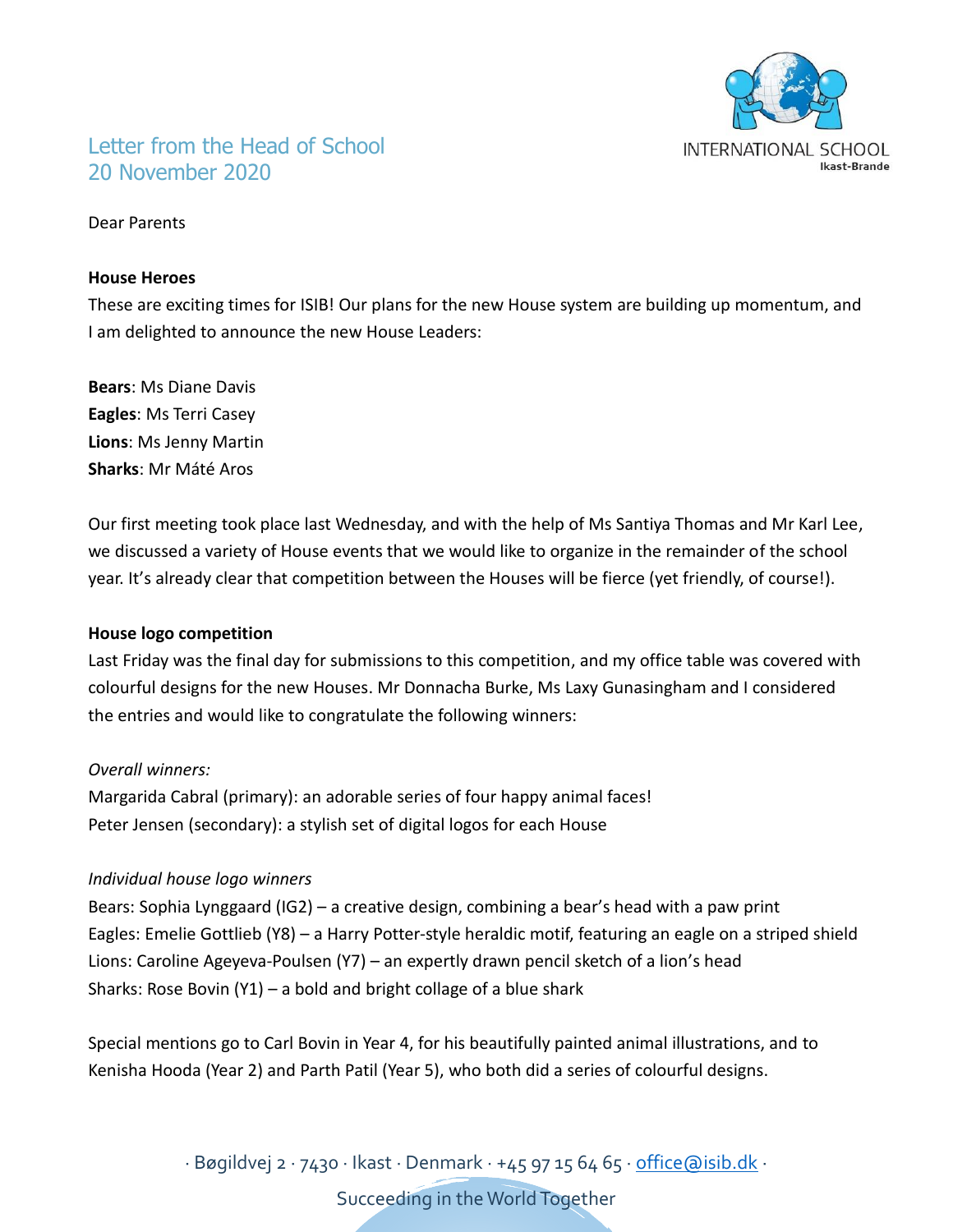# Letter from the Head of School
## 20 November 2020

Dear Parents

**House Heroes**

These are exciting times for ISIB! Our plans for the new House system are building up momentum, and I am delighted to announce the new House Leaders:

**Bears**: Ms Diane Davis
**Eagles**: Ms Terri Casey
**Lions**: Ms Jenny Martin
**Sharks**: Mr Máté Aros

Our first meeting took place last Wednesday, and with the help of Ms Santiya Thomas and Mr Karl Lee, we discussed a variety of House events that we would like to organize in the remainder of the school year. It's already clear that competition between the Houses will be fierce (yet friendly, of course!).

**House logo competition**

Last Friday was the final day for submissions to this competition, and my office table was covered with colourful designs for the new Houses. Mr Donnacha Burke, Ms Laxy Gunasingham and I considered the entries and would like to congratulate the following winners:

*Overall winners:*

Margarida Cabral (primary): an adorable series of four happy animal faces!
Peter Jensen (secondary): a stylish set of digital logos for each House

*Individual house logo winners*

Bears: Sophia Lynggaard (IG2) – a creative design, combining a bear's head with a paw print
Eagles: Emelie Gottlieb (Y8) – a Harry Potter-style heraldic motif, featuring an eagle on a striped shield
Lions: Caroline Ageyeva-Poulsen (Y7) – an expertly drawn pencil sketch of a lion's head
Sharks: Rose Bovin (Y1) – a bold and bright collage of a blue shark

Special mentions go to Carl Bovin in Year 4, for his beautifully painted animal illustrations, and to Kenisha Hooda (Year 2) and Parth Patil (Year 5), who both did a series of colourful designs.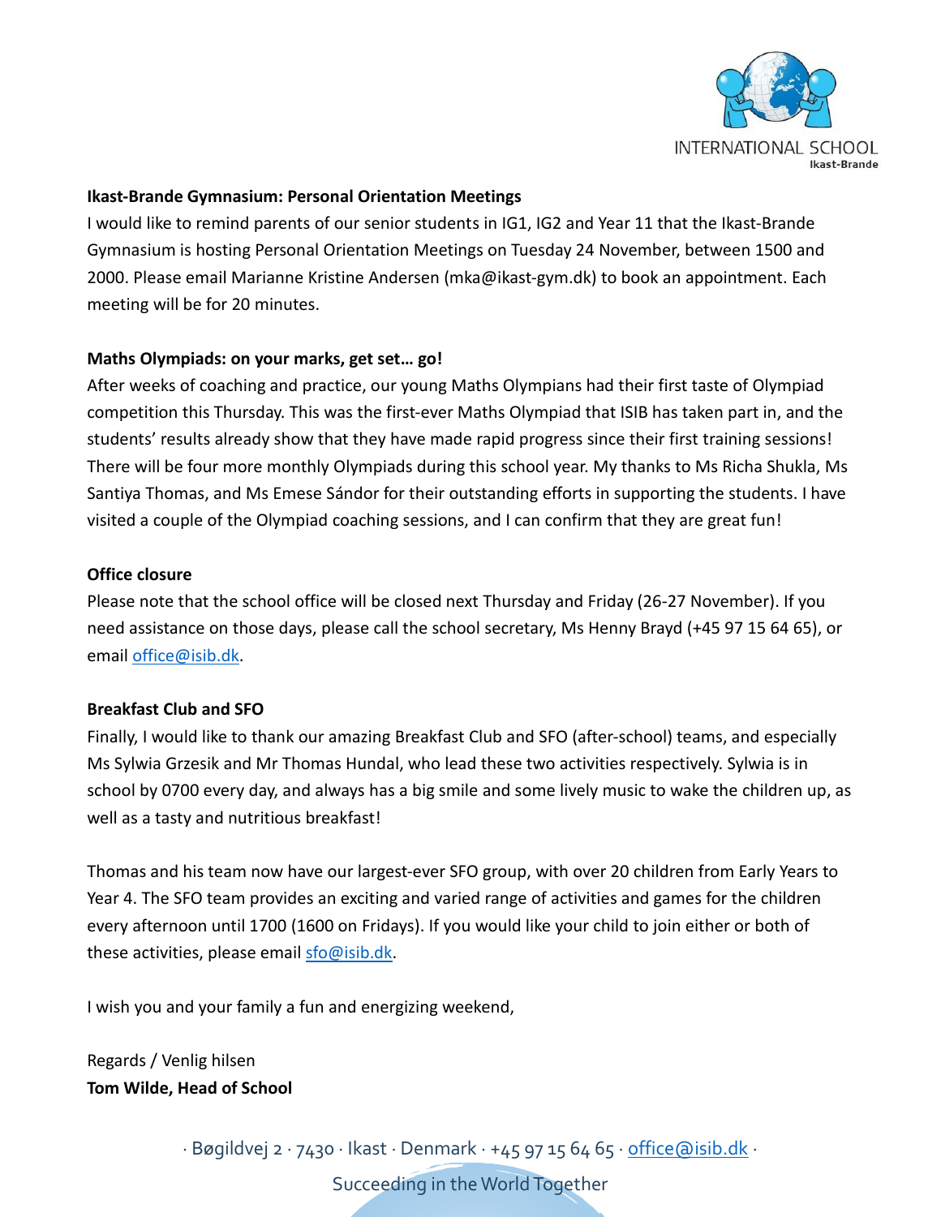**Ikast-Brande Gymnasium: Personal Orientation Meetings**

I would like to remind parents of our senior students in IG1, IG2 and Year 11 that the Ikast-Brande Gymnasium is hosting Personal Orientation Meetings on Tuesday 24 November, between 1500 and 2000. Please email Marianne Kristine Andersen (mka@ikast-gym.dk) to book an appointment. Each meeting will be for 20 minutes.

**Maths Olympiads: on your marks, get set… go!**

After weeks of coaching and practice, our young Maths Olympians had their first taste of Olympiad competition this Thursday. This was the first-ever Maths Olympiad that ISIB has taken part in, and the students' results already show that they have made rapid progress since their first training sessions! There will be four more monthly Olympiads during this school year. My thanks to Ms Richa Shukla, Ms Santiya Thomas, and Ms Emese Sándor for their outstanding efforts in supporting the students. I have visited a couple of the Olympiad coaching sessions, and I can confirm that they are great fun!

**Office closure**

Please note that the school office will be closed next Thursday and Friday (26-27 November). If you need assistance on those days, please call the school secretary, Ms Henny Brayd (+45 97 15 64 65), or email office@isib.dk.

**Breakfast Club and SFO**

Finally, I would like to thank our amazing Breakfast Club and SFO (after-school) teams, and especially Ms Sylwia Grzesik and Mr Thomas Hundal, who lead these two activities respectively. Sylwia is in school by 0700 every day, and always has a big smile and some lively music to wake the children up, as well as a tasty and nutritious breakfast!

Thomas and his team now have our largest-ever SFO group, with over 20 children from Early Years to Year 4. The SFO team provides an exciting and varied range of activities and games for the children every afternoon until 1700 (1600 on Fridays). If you would like your child to join either or both of these activities, please email sfo@isib.dk.

I wish you and your family a fun and energizing weekend,

Regards / Venlig hilsen
**Tom Wilde, Head of School**